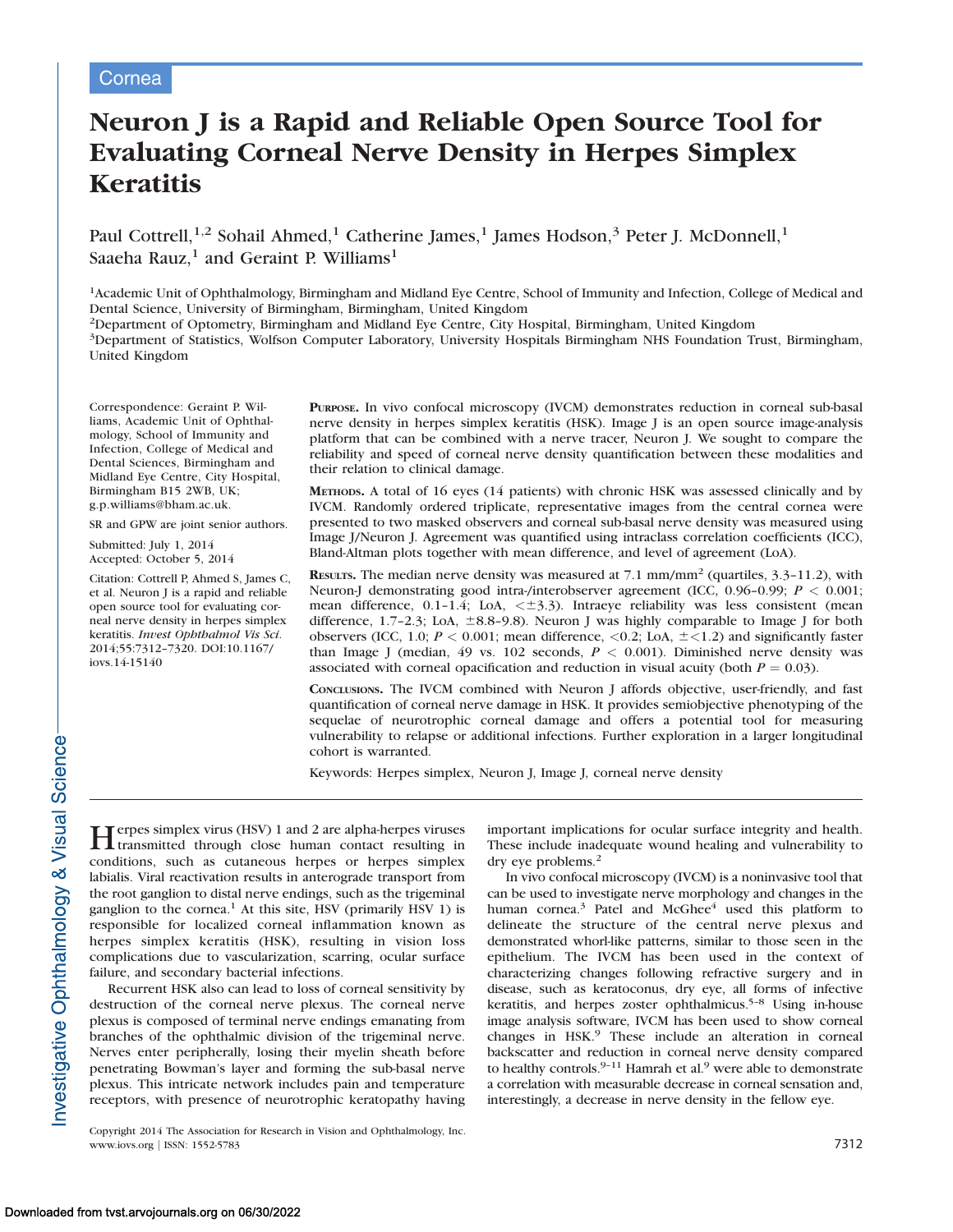Cornea

# Neuron J is a Rapid and Reliable Open Source Tool for Evaluating Corneal Nerve Density in Herpes Simplex Keratitis

Paul Cottrell,[1,2] Sohail Ahmed,[1] Catherine James,[1] James Hodson,[3] Peter J. McDonnell,[1] Saaeha Rauz,[1] and Geraint P. Williams[1]

[1]Academic Unit of Ophthalmology, Birmingham and Midland Eye Centre, School of Immunity and Infection, College of Medical and Dental Science, University of Birmingham, Birmingham, United Kingdom

[2]Department of Optometry, Birmingham and Midland Eye Centre, City Hospital, Birmingham, United Kingdom

[3]Department of Statistics, Wolfson Computer Laboratory, University Hospitals Birmingham NHS Foundation Trust, Birmingham, United Kingdom

Correspondence: Geraint P. Williams, Academic Unit of Ophthalmology, School of Immunity and Infection, College of Medical and Dental Sciences, Birmingham and Midland Eye Centre, City Hospital, Birmingham B15 2WB, UK; g.p.williams@bham.ac.uk.

SR and GPW are joint senior authors.

Submitted: July 1, 2014
Accepted: October 5, 2014

Citation: Cottrell P, Ahmed S, James C, et al. Neuron J is a rapid and reliable open source tool for evaluating corneal nerve density in herpes simplex keratitis. *Invest Ophthalmol Vis Sci.* 2014;55:7312–7320. DOI:10.1167/iovs.14-15140

**PURPOSE.** In vivo confocal microscopy (IVCM) demonstrates reduction in corneal sub-basal nerve density in herpes simplex keratitis (HSK). Image J is an open source image-analysis platform that can be combined with a nerve tracer, Neuron J. We sought to compare the reliability and speed of corneal nerve density quantification between these modalities and their relation to clinical damage.

**METHODS.** A total of 16 eyes (14 patients) with chronic HSK was assessed clinically and by IVCM. Randomly ordered triplicate, representative images from the central cornea were presented to two masked observers and corneal sub-basal nerve density was measured using Image J/Neuron J. Agreement was quantified using intraclass correlation coefficients (ICC), Bland-Altman plots together with mean difference, and level of agreement (LoA).

**RESULTS.** The median nerve density was measured at 7.1 mm/mm$^2$ (quartiles, 3.3–11.2), with Neuron-J demonstrating good intra-/interobserver agreement (ICC, 0.96–0.99; $P < 0.001$; mean difference, 0.1–1.4; LoA, $<\pm 3.3$). Intraeye reliability was less consistent (mean difference, 1.7–2.3; LoA, $\pm 8.8$–$9.8$). Neuron J was highly comparable to Image J for both observers (ICC, 1.0; $P < 0.001$; mean difference, $<0.2$; LoA, $\pm < 1.2$) and significantly faster than Image J (median, 49 vs. 102 seconds, $P < 0.001$). Diminished nerve density was associated with corneal opacification and reduction in visual acuity (both $P = 0.03$).

**CONCLUSIONS.** The IVCM combined with Neuron J affords objective, user-friendly, and fast quantification of corneal nerve damage in HSK. It provides semiobjective phenotyping of the sequelae of neurotrophic corneal damage and offers a potential tool for measuring vulnerability to relapse or additional infections. Further exploration in a larger longitudinal cohort is warranted.

Keywords: Herpes simplex, Neuron J, Image J, corneal nerve density

Herpes simplex virus (HSV) 1 and 2 are alpha-herpes viruses transmitted through close human contact resulting in conditions, such as cutaneous herpes or herpes simplex labialis. Viral reactivation results in anterograde transport from the root ganglion to distal nerve endings, such as the trigeminal ganglion to the cornea.[1] At this site, HSV (primarily HSV 1) is responsible for localized corneal inflammation known as herpes simplex keratitis (HSK), resulting in vision loss complications due to vascularization, scarring, ocular surface failure, and secondary bacterial infections.

Recurrent HSK also can lead to loss of corneal sensitivity by destruction of the corneal nerve plexus. The corneal nerve plexus is composed of terminal nerve endings emanating from branches of the ophthalmic division of the trigeminal nerve. Nerves enter peripherally, losing their myelin sheath before penetrating Bowman's layer and forming the sub-basal nerve plexus. This intricate network includes pain and temperature receptors, with presence of neurotrophic keratopathy having important implications for ocular surface integrity and health. These include inadequate wound healing and vulnerability to dry eye problems.[2]

In vivo confocal microscopy (IVCM) is a noninvasive tool that can be used to investigate nerve morphology and changes in the human cornea.[3] Patel and McGhee[4] used this platform to delineate the structure of the central nerve plexus and demonstrated whorl-like patterns, similar to those seen in the epithelium. The IVCM has been used in the context of characterizing changes following refractive surgery and in disease, such as keratoconus, dry eye, all forms of infective keratitis, and herpes zoster ophthalmicus.[5–8] Using in-house image analysis software, IVCM has been used to show corneal changes in HSK.[9] These include an alteration in corneal backscatter and reduction in corneal nerve density compared to healthy controls.[9–11] Hamrah et al.[9] were able to demonstrate a correlation with measurable decrease in corneal sensation and, interestingly, a decrease in nerve density in the fellow eye.

Copyright 2014 The Association for Research in Vision and Ophthalmology, Inc.
www.iovs.org | ISSN: 1552-5783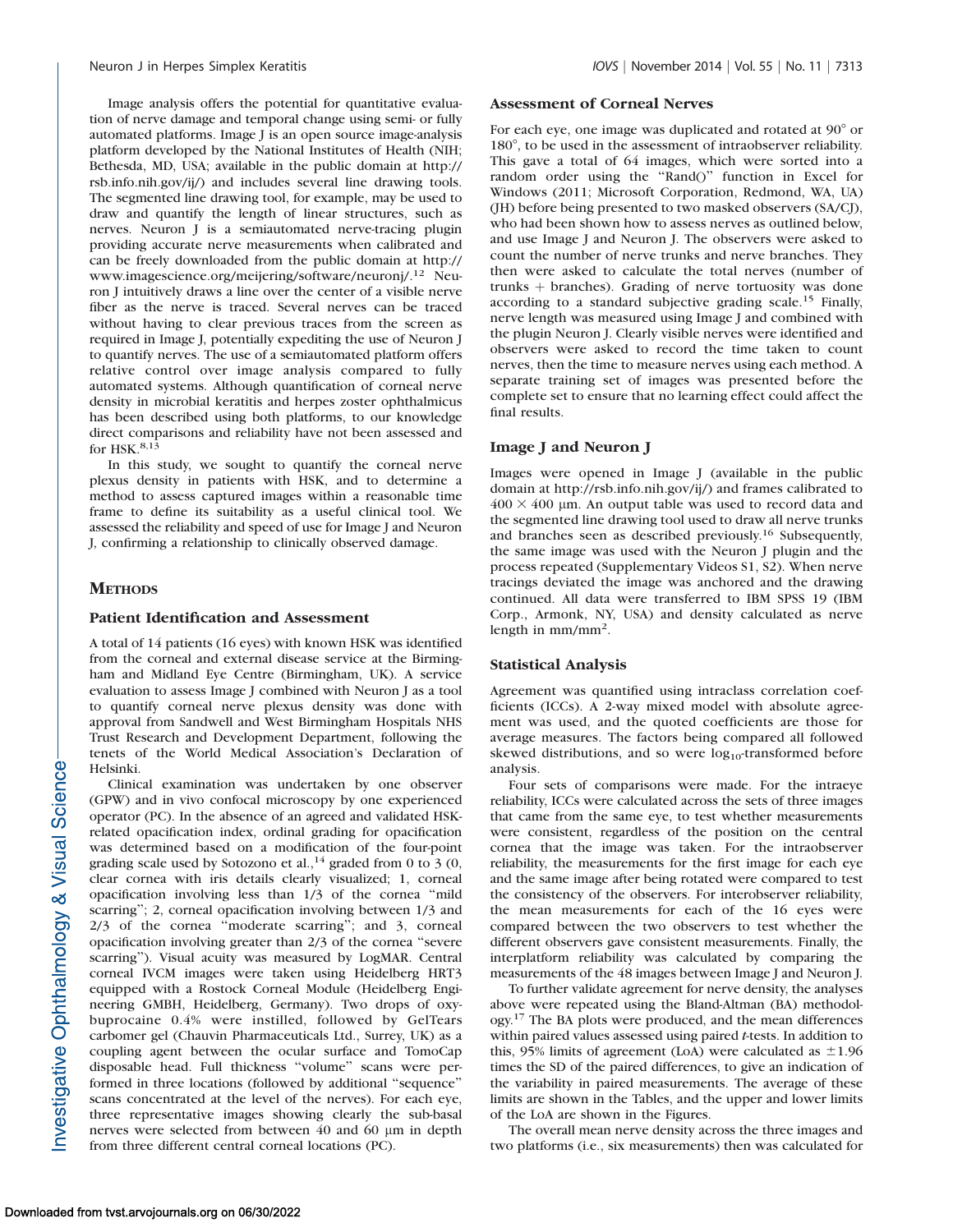Image analysis offers the potential for quantitative evaluation of nerve damage and temporal change using semi- or fully automated platforms. Image J is an open source image-analysis platform developed by the National Institutes of Health (NIH; Bethesda, MD, USA; available in the public domain at http://rsb.info.nih.gov/ij/) and includes several line drawing tools. The segmented line drawing tool, for example, may be used to draw and quantify the length of linear structures, such as nerves. Neuron J is a semiautomated nerve-tracing plugin providing accurate nerve measurements when calibrated and can be freely downloaded from the public domain at http://www.imagescience.org/meijering/software/neuronj/.[12] Neuron J intuitively draws a line over the center of a visible nerve fiber as the nerve is traced. Several nerves can be traced without having to clear previous traces from the screen as required in Image J, potentially expediting the use of Neuron J to quantify nerves. The use of a semiautomated platform offers relative control over image analysis compared to fully automated systems. Although quantification of corneal nerve density in microbial keratitis and herpes zoster ophthalmicus has been described using both platforms, to our knowledge direct comparisons and reliability have not been assessed and for HSK.[8,13]

In this study, we sought to quantify the corneal nerve plexus density in patients with HSK, and to determine a method to assess captured images within a reasonable time frame to define its suitability as a useful clinical tool. We assessed the reliability and speed of use for Image J and Neuron J, confirming a relationship to clinically observed damage.

## Methods

### Patient Identification and Assessment

A total of 14 patients (16 eyes) with known HSK was identified from the corneal and external disease service at the Birmingham and Midland Eye Centre (Birmingham, UK). A service evaluation to assess Image J combined with Neuron J as a tool to quantify corneal nerve plexus density was done with approval from Sandwell and West Birmingham Hospitals NHS Trust Research and Development Department, following the tenets of the World Medical Association's Declaration of Helsinki.

Clinical examination was undertaken by one observer (GPW) and in vivo confocal microscopy by one experienced operator (PC). In the absence of an agreed and validated HSK-related opacification index, ordinal grading for opacification was determined based on a modification of the four-point grading scale used by Sotozono et al.,[14] graded from 0 to 3 (0, clear cornea with iris details clearly visualized; 1, corneal opacification involving less than 1/3 of the cornea "mild scarring"; 2, corneal opacification involving between 1/3 and 2/3 of the cornea "moderate scarring"; and 3, corneal opacification involving greater than 2/3 of the cornea "severe scarring"). Visual acuity was measured by LogMAR. Central corneal IVCM images were taken using Heidelberg HRT3 equipped with a Rostock Corneal Module (Heidelberg Engineering GMBH, Heidelberg, Germany). Two drops of oxybuprocaine 0.4% were instilled, followed by GelTears carbomer gel (Chauvin Pharmaceuticals Ltd., Surrey, UK) as a coupling agent between the ocular surface and TomoCap disposable head. Full thickness "volume" scans were performed in three locations (followed by additional "sequence" scans concentrated at the level of the nerves). For each eye, three representative images showing clearly the sub-basal nerves were selected from between 40 and 60 μm in depth from three different central corneal locations (PC).

### Assessment of Corneal Nerves

For each eye, one image was duplicated and rotated at 90° or 180°, to be used in the assessment of intraobserver reliability. This gave a total of 64 images, which were sorted into a random order using the "Rand()" function in Excel for Windows (2011; Microsoft Corporation, Redmond, WA, UA) (JH) before being presented to two masked observers (SA/CJ), who had been shown how to assess nerves as outlined below, and use Image J and Neuron J. The observers were asked to count the number of nerve trunks and nerve branches. They then were asked to calculate the total nerves (number of trunks + branches). Grading of nerve tortuosity was done according to a standard subjective grading scale.[15] Finally, nerve length was measured using Image J and combined with the plugin Neuron J. Clearly visible nerves were identified and observers were asked to record the time taken to count nerves, then the time to measure nerves using each method. A separate training set of images was presented before the complete set to ensure that no learning effect could affect the final results.

### Image J and Neuron J

Images were opened in Image J (available in the public domain at http://rsb.info.nih.gov/ij/) and frames calibrated to $400 \times 400$ μm. An output table was used to record data and the segmented line drawing tool used to draw all nerve trunks and branches seen as described previously.[16] Subsequently, the same image was used with the Neuron J plugin and the process repeated (Supplementary Videos S1, S2). When nerve tracings deviated the image was anchored and the drawing continued. All data were transferred to IBM SPSS 19 (IBM Corp., Armonk, NY, USA) and density calculated as nerve length in mm/mm$^2$.

### Statistical Analysis

Agreement was quantified using intraclass correlation coefficients (ICCs). A 2-way mixed model with absolute agreement was used, and the quoted coefficients are those for average measures. The factors being compared all followed skewed distributions, and so were $\log_{10}$-transformed before analysis.

Four sets of comparisons were made. For the intraeye reliability, ICCs were calculated across the sets of three images that came from the same eye, to test whether measurements were consistent, regardless of the position on the central cornea that the image was taken. For the intraobserver reliability, the measurements for the first image for each eye and the same image after being rotated were compared to test the consistency of the observers. For interobserver reliability, the mean measurements for each of the 16 eyes were compared between the two observers to test whether the different observers gave consistent measurements. Finally, the interplatform reliability was calculated by comparing the measurements of the 48 images between Image J and Neuron J.

To further validate agreement for nerve density, the analyses above were repeated using the Bland-Altman (BA) methodology.[17] The BA plots were produced, and the mean differences within paired values assessed using paired *t*-tests. In addition to this, 95% limits of agreement (LoA) were calculated as ±1.96 times the SD of the paired differences, to give an indication of the variability in paired measurements. The average of these limits are shown in the Tables, and the upper and lower limits of the LoA are shown in the Figures.

The overall mean nerve density across the three images and two platforms (i.e., six measurements) then was calculated for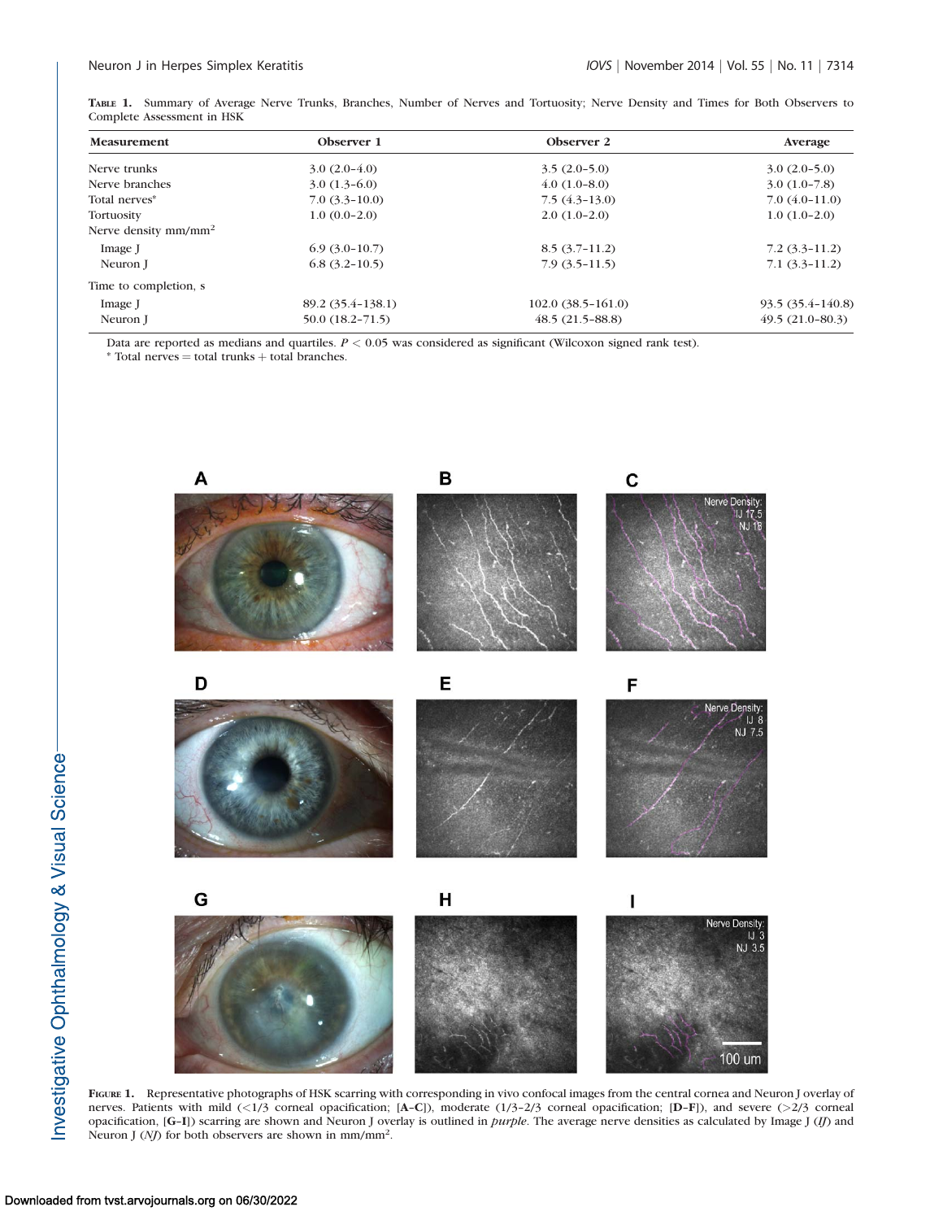**Table 1.** Summary of Average Nerve Trunks, Branches, Number of Nerves and Tortuosity; Nerve Density and Times for Both Observers to Complete Assessment in HSK

| Measurement | Observer 1 | Observer 2 | Average |
|---|---|---|---|
| Nerve trunks | 3.0 (2.0–4.0) | 3.5 (2.0–5.0) | 3.0 (2.0–5.0) |
| Nerve branches | 3.0 (1.3–6.0) | 4.0 (1.0–8.0) | 3.0 (1.0–7.8) |
| Total nerves* | 7.0 (3.3–10.0) | 7.5 (4.3–13.0) | 7.0 (4.0–11.0) |
| Tortuosity | 1.0 (0.0–2.0) | 2.0 (1.0–2.0) | 1.0 (1.0–2.0) |
| Nerve density mm/mm$^2$ | | | |
| Image J | 6.9 (3.0–10.7) | 8.5 (3.7–11.2) | 7.2 (3.3–11.2) |
| Neuron J | 6.8 (3.2–10.5) | 7.9 (3.5–11.5) | 7.1 (3.3–11.2) |
| Time to completion, s | | | |
| Image J | 89.2 (35.4–138.1) | 102.0 (38.5–161.0) | 93.5 (35.4–140.8) |
| Neuron J | 50.0 (18.2–71.5) | 48.5 (21.5–88.8) | 49.5 (21.0–80.3) |

Data are reported as medians and quartiles. $P < 0.05$ was considered as significant (Wilcoxon signed rank test).

\* Total nerves = total trunks + total branches.

**Figure 1.** Representative photographs of HSK scarring with corresponding in vivo confocal images from the central cornea and Neuron J overlay of nerves. Patients with mild (<1/3 corneal opacification; [**A–C**]), moderate (1/3–2/3 corneal opacification; [**D–F**]), and severe (>2/3 corneal opacification, [**G–I**]) scarring are shown and Neuron J overlay is outlined in *purple*. The average nerve densities as calculated by Image J (*IJ*) and Neuron J (*NJ*) for both observers are shown in mm/mm$^2$.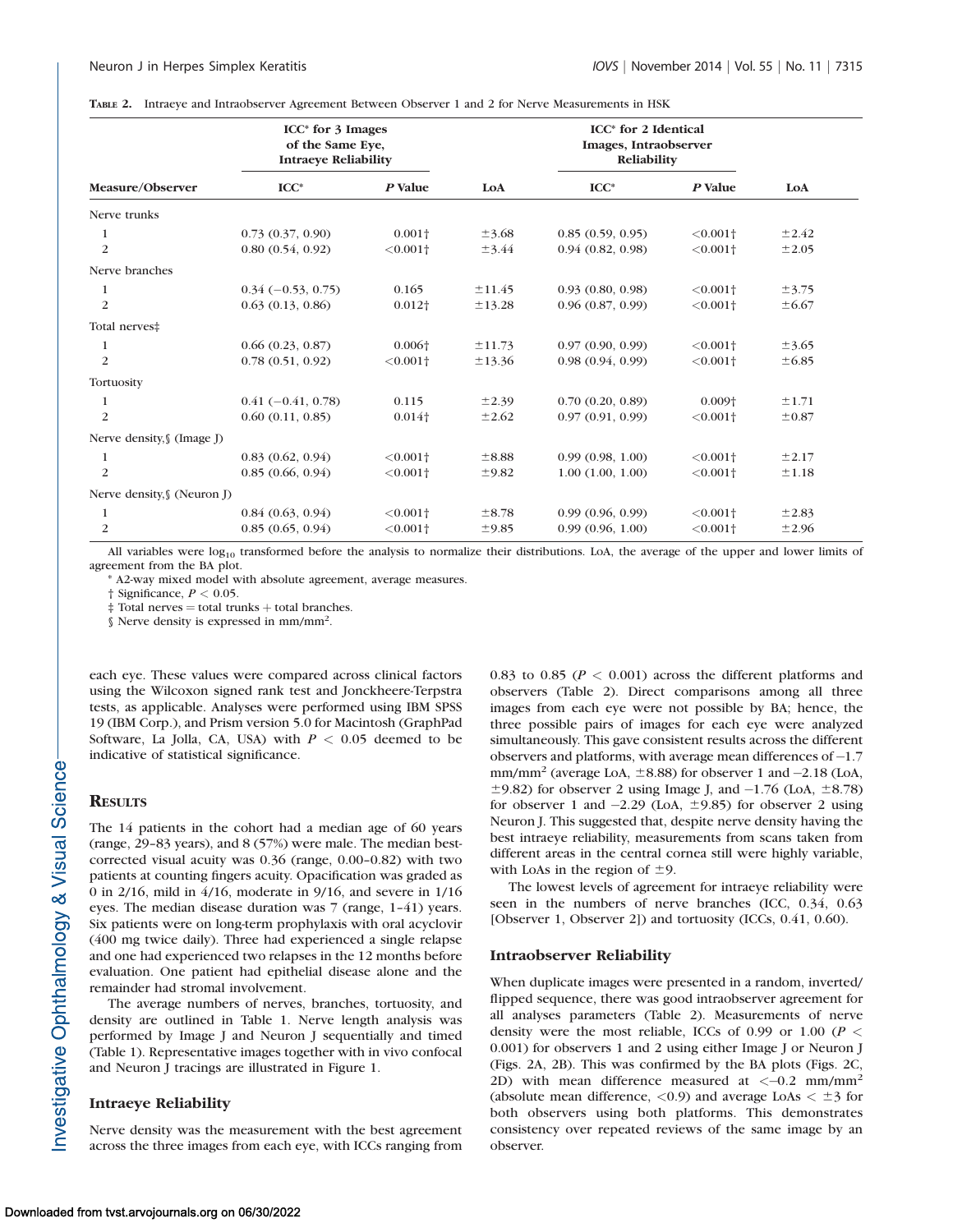**Table 2.** Intraeye and Intraobserver Agreement Between Observer 1 and 2 for Nerve Measurements in HSK

| Measure/Observer | ICC* for 3 Images of the Same Eye, Intraeye Reliability | | | ICC* for 2 Identical Images, Intraobserver Reliability | | |
|---|---|---|---|---|---|---|
| | ICC* | *P* Value | LoA | ICC* | *P* Value | LoA |
| Nerve trunks | | | | | | |
| 1 | 0.73 (0.37, 0.90) | 0.001† | ±3.68 | 0.85 (0.59, 0.95) | <0.001† | ±2.42 |
| 2 | 0.80 (0.54, 0.92) | <0.001† | ±3.44 | 0.94 (0.82, 0.98) | <0.001† | ±2.05 |
| Nerve branches | | | | | | |
| 1 | 0.34 (−0.53, 0.75) | 0.165 | ±11.45 | 0.93 (0.80, 0.98) | <0.001† | ±3.75 |
| 2 | 0.63 (0.13, 0.86) | 0.012† | ±13.28 | 0.96 (0.87, 0.99) | <0.001† | ±6.67 |
| Total nerves‡ | | | | | | |
| 1 | 0.66 (0.23, 0.87) | 0.006† | ±11.73 | 0.97 (0.90, 0.99) | <0.001† | ±3.65 |
| 2 | 0.78 (0.51, 0.92) | <0.001† | ±13.36 | 0.98 (0.94, 0.99) | <0.001† | ±6.85 |
| Tortuosity | | | | | | |
| 1 | 0.41 (−0.41, 0.78) | 0.115 | ±2.39 | 0.70 (0.20, 0.89) | 0.009† | ±1.71 |
| 2 | 0.60 (0.11, 0.85) | 0.014† | ±2.62 | 0.97 (0.91, 0.99) | <0.001† | ±0.87 |
| Nerve density,§ (Image J) | | | | | | |
| 1 | 0.83 (0.62, 0.94) | <0.001† | ±8.88 | 0.99 (0.98, 1.00) | <0.001† | ±2.17 |
| 2 | 0.85 (0.66, 0.94) | <0.001† | ±9.82 | 1.00 (1.00, 1.00) | <0.001† | ±1.18 |
| Nerve density,§ (Neuron J) | | | | | | |
| 1 | 0.84 (0.63, 0.94) | <0.001† | ±8.78 | 0.99 (0.96, 0.99) | <0.001† | ±2.83 |
| 2 | 0.85 (0.65, 0.94) | <0.001† | ±9.85 | 0.99 (0.96, 1.00) | <0.001† | ±2.96 |

All variables were $\log_{10}$ transformed before the analysis to normalize their distributions. LoA, the average of the upper and lower limits of agreement from the BA plot.

\* A2-way mixed model with absolute agreement, average measures.

† Significance, $P < 0.05$.

‡ Total nerves = total trunks + total branches.

§ Nerve density is expressed in mm/mm$^2$.

each eye. These values were compared across clinical factors using the Wilcoxon signed rank test and Jonckheere-Terpstra tests, as applicable. Analyses were performed using IBM SPSS 19 (IBM Corp.), and Prism version 5.0 for Macintosh (GraphPad Software, La Jolla, CA, USA) with $P < 0.05$ deemed to be indicative of statistical significance.

## Results

The 14 patients in the cohort had a median age of 60 years (range, 29–83 years), and 8 (57%) were male. The median best-corrected visual acuity was 0.36 (range, 0.00–0.82) with two patients at counting fingers acuity. Opacification was graded as 0 in 2/16, mild in 4/16, moderate in 9/16, and severe in 1/16 eyes. The median disease duration was 7 (range, 1–41) years. Six patients were on long-term prophylaxis with oral acyclovir (400 mg twice daily). Three had experienced a single relapse and one had experienced two relapses in the 12 months before evaluation. One patient had epithelial disease alone and the remainder had stromal involvement.

The average numbers of nerves, branches, tortuosity, and density are outlined in Table 1. Nerve length analysis was performed by Image J and Neuron J sequentially and timed (Table 1). Representative images together with in vivo confocal and Neuron J tracings are illustrated in Figure 1.

### Intraeye Reliability

Nerve density was the measurement with the best agreement across the three images from each eye, with ICCs ranging from 0.83 to 0.85 ($P < 0.001$) across the different platforms and observers (Table 2). Direct comparisons among all three images from each eye were not possible by BA; hence, the three possible pairs of images for each eye were analyzed simultaneously. This gave consistent results across the different observers and platforms, with average mean differences of −1.7 mm/mm$^2$ (average LoA, ±8.88) for observer 1 and −2.18 (LoA, ±9.82) for observer 2 using Image J, and −1.76 (LoA, ±8.78) for observer 1 and −2.29 (LoA, ±9.85) for observer 2 using Neuron J. This suggested that, despite nerve density having the best intraeye reliability, measurements from scans taken from different areas in the central cornea still were highly variable, with LoAs in the region of ±9.

The lowest levels of agreement for intraeye reliability were seen in the numbers of nerve branches (ICC, 0.34, 0.63 [Observer 1, Observer 2]) and tortuosity (ICCs, 0.41, 0.60).

### Intraobserver Reliability

When duplicate images were presented in a random, inverted/flipped sequence, there was good intraobserver agreement for all analyses parameters (Table 2). Measurements of nerve density were the most reliable, ICCs of 0.99 or 1.00 ($P < 0.001$) for observers 1 and 2 using either Image J or Neuron J (Figs. 2A, 2B). This was confirmed by the BA plots (Figs. 2C, 2D) with mean difference measured at <−0.2 mm/mm$^2$ (absolute mean difference, <0.9) and average LoAs < ±3 for both observers using both platforms. This demonstrates consistency over repeated reviews of the same image by an observer.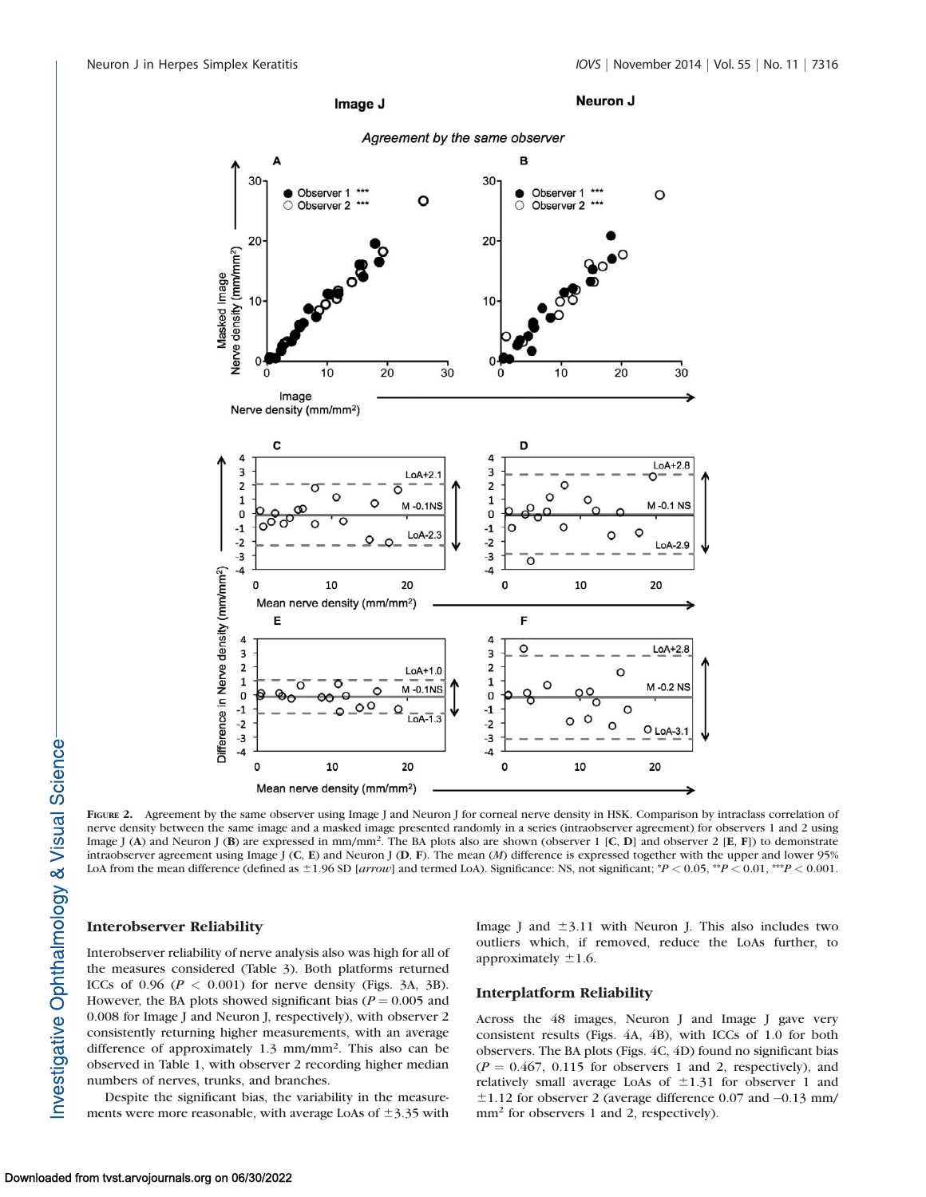**Figure 2.** Agreement by the same observer using Image J and Neuron J for corneal nerve density in HSK. Comparison by intraclass correlation of nerve density between the same image and a masked image presented randomly in a series (intraobserver agreement) for observers 1 and 2 using Image J (**A**) and Neuron J (**B**) are expressed in mm/mm². The BA plots also are shown (observer 1 [**C**, **D**] and observer 2 [**E**, **F**]) to demonstrate intraobserver agreement using Image J (**C**, **E**) and Neuron J (**D**, **F**). The mean (*M*) difference is expressed together with the upper and lower 95% LoA from the mean difference (defined as ±1.96 SD [*arrow*] and termed LoA). Significance: NS, not significant; $^{*}P < 0.05$, $^{**}P < 0.01$, $^{***}P < 0.001$.

### Interobserver Reliability

Interobserver reliability of nerve analysis also was high for all of the measures considered (Table 3). Both platforms returned ICCs of 0.96 ($P < 0.001$) for nerve density (Figs. 3A, 3B). However, the BA plots showed significant bias ($P = 0.005$ and 0.008 for Image J and Neuron J, respectively), with observer 2 consistently returning higher measurements, with an average difference of approximately 1.3 mm/mm². This also can be observed in Table 1, with observer 2 recording higher median numbers of nerves, trunks, and branches.

Despite the significant bias, the variability in the measurements were more reasonable, with average LoAs of ±3.35 with Image J and ±3.11 with Neuron J. This also includes two outliers which, if removed, reduce the LoAs further, to approximately ±1.6.

### Interplatform Reliability

Across the 48 images, Neuron J and Image J gave very consistent results (Figs. 4A, 4B), with ICCs of 1.0 for both observers. The BA plots (Figs. 4C, 4D) found no significant bias ($P = 0.467$, 0.115 for observers 1 and 2, respectively), and relatively small average LoAs of ±1.31 for observer 1 and ±1.12 for observer 2 (average difference 0.07 and −0.13 mm/mm² for observers 1 and 2, respectively).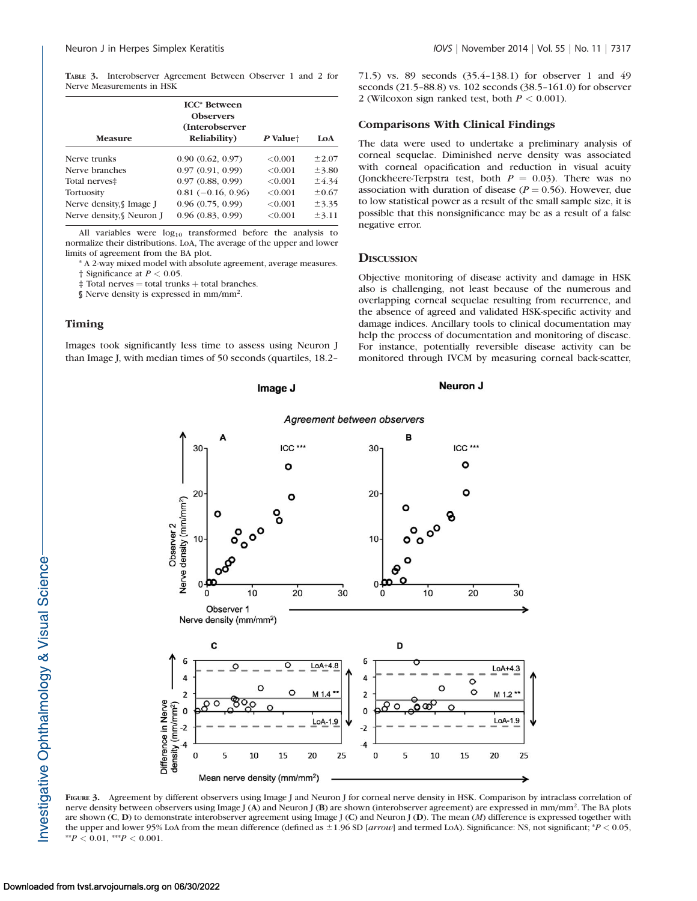**TABLE 3.** Interobserver Agreement Between Observer 1 and 2 for Nerve Measurements in HSK

| Measure | ICC* Between Observers (Interobserver Reliability) | P Value† | LoA |
|---|---|---|---|
| Nerve trunks | 0.90 (0.62, 0.97) | <0.001 | ±2.07 |
| Nerve branches | 0.97 (0.91, 0.99) | <0.001 | ±3.80 |
| Total nerves‡ | 0.97 (0.88, 0.99) | <0.001 | ±4.34 |
| Tortuosity | 0.81 (−0.16, 0.96) | <0.001 | ±0.67 |
| Nerve density,§ Image J | 0.96 (0.75, 0.99) | <0.001 | ±3.35 |
| Nerve density,§ Neuron J | 0.96 (0.83, 0.99) | <0.001 | ±3.11 |

All variables were $\log_{10}$ transformed before the analysis to normalize their distributions. LoA, The average of the upper and lower limits of agreement from the BA plot.

\* A 2-way mixed model with absolute agreement, average measures.

† Significance at $P < 0.05$.

‡ Total nerves = total trunks + total branches.

§ Nerve density is expressed in mm/mm$^2$.

### Timing

Images took significantly less time to assess using Neuron J than Image J, with median times of 50 seconds (quartiles, 18.2–71.5) vs. 89 seconds (35.4–138.1) for observer 1 and 49 seconds (21.5–88.8) vs. 102 seconds (38.5–161.0) for observer 2 (Wilcoxon sign ranked test, both $P < 0.001$).

### Comparisons With Clinical Findings

The data were used to undertake a preliminary analysis of corneal sequelae. Diminished nerve density was associated with corneal opacification and reduction in visual acuity (Jonckheere-Terpstra test, both $P = 0.03$). There was no association with duration of disease ($P = 0.56$). However, due to low statistical power as a result of the small sample size, it is possible that this nonsignificance may be as a result of a false negative error.

## DISCUSSION

Objective monitoring of disease activity and damage in HSK also is challenging, not least because of the numerous and overlapping corneal sequelae resulting from recurrence, and the absence of agreed and validated HSK-specific activity and damage indices. Ancillary tools to clinical documentation may help the process of documentation and monitoring of disease. For instance, potentially reversible disease activity can be monitored through IVCM by measuring corneal back-scatter,

**FIGURE 3.** Agreement by different observers using Image J and Neuron J for corneal nerve density in HSK. Comparison by intraclass correlation of nerve density between observers using Image J (**A**) and Neuron J (**B**) are shown (interobserver agreement) are expressed in mm/mm$^2$. The BA plots are shown (**C**, **D**) to demonstrate interobserver agreement using Image J (**C**) and Neuron J (**D**). The mean (*M*) difference is expressed together with the upper and lower 95% LoA from the mean difference (defined as ±1.96 SD [*arrow*] and termed LoA). Significance: NS, not significant; \*$P < 0.05$, \*\*$P < 0.01$, \*\*\*$P < 0.001$.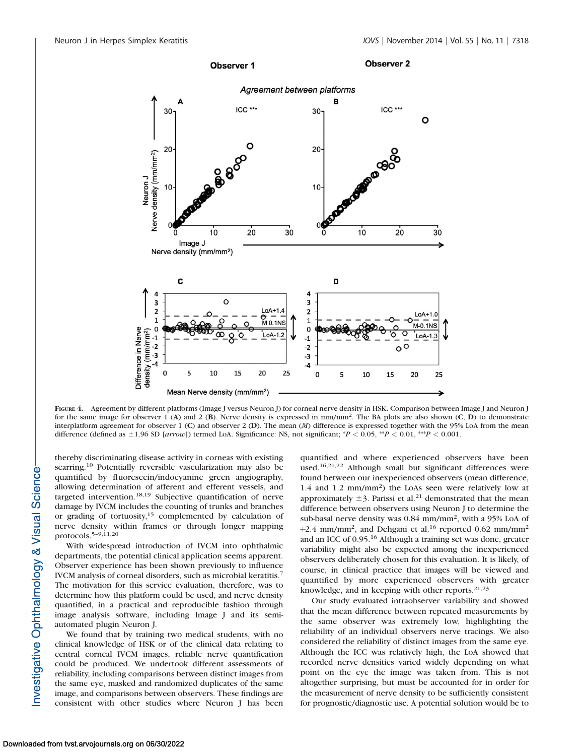FIGURE 4. Agreement by different platforms (Image J versus Neuron J) for corneal nerve density in HSK. Comparison between Image J and Neuron J for the same image for observer 1 (**A**) and 2 (**B**). Nerve density is expressed in mm/mm². The BA plots are also shown (**C**, **D**) to demonstrate interplatform agreement for observer 1 (**C**) and observer 2 (**D**). The mean (*M*) difference is expressed together with the 95% LoA from the mean difference (defined as ±1.96 SD [*arrow*]) termed LoA. Significance: NS, not significant; \*$P < 0.05$, \*\*$P < 0.01$, \*\*\*$P < 0.001$.

thereby discriminating disease activity in corneas with existing scarring.[10] Potentially reversible vascularization may also be quantified by fluorescein/indocyanine green angiography, allowing determination of afferent and efferent vessels, and targeted intervention.[18,19] Subjective quantification of nerve damage by IVCM includes the counting of trunks and branches or grading of tortuosity,[15] complemented by calculation of nerve density within frames or through longer mapping protocols.[5–9,11,20]

With widespread introduction of IVCM into ophthalmic departments, the potential clinical application seems apparent. Observer experience has been shown previously to influence IVCM analysis of corneal disorders, such as microbial keratitis.[7] The motivation for this service evaluation, therefore, was to determine how this platform could be used, and nerve density quantified, in a practical and reproducible fashion through image analysis software, including Image J and its semi-automated plugin Neuron J.

We found that by training two medical students, with no clinical knowledge of HSK or of the clinical data relating to central corneal IVCM images, reliable nerve quantification could be produced. We undertook different assessments of reliability, including comparisons between distinct images from the same eye, masked and randomized duplicates of the same image, and comparisons between observers. These findings are consistent with other studies where Neuron J has been quantified and where experienced observers have been used.[16,21,22] Although small but significant differences were found between our inexperienced observers (mean difference, 1.4 and 1.2 mm/mm²) the LoAs seen were relatively low at approximately ±3. Parissi et al.[21] demonstrated that the mean difference between observers using Neuron J to determine the sub-basal nerve density was 0.84 mm/mm², with a 95% LoA of +2.4 mm/mm², and Dehgani et al.[16] reported 0.62 mm/mm² and an ICC of 0.95.[16] Although a training set was done, greater variability might also be expected among the inexperienced observers deliberately chosen for this evaluation. It is likely, of course, in clinical practice that images will be viewed and quantified by more experienced observers with greater knowledge, and in keeping with other reports.[21,23]

Our study evaluated intraobserver variability and showed that the mean difference between repeated measurements by the same observer was extremely low, highlighting the reliability of an individual observers nerve tracings. We also considered the reliability of distinct images from the same eye. Although the ICC was relatively high, the LoA showed that recorded nerve densities varied widely depending on what point on the eye the image was taken from. This is not altogether surprising, but must be accounted for in order for the measurement of nerve density to be sufficiently consistent for prognostic/diagnostic use. A potential solution would be to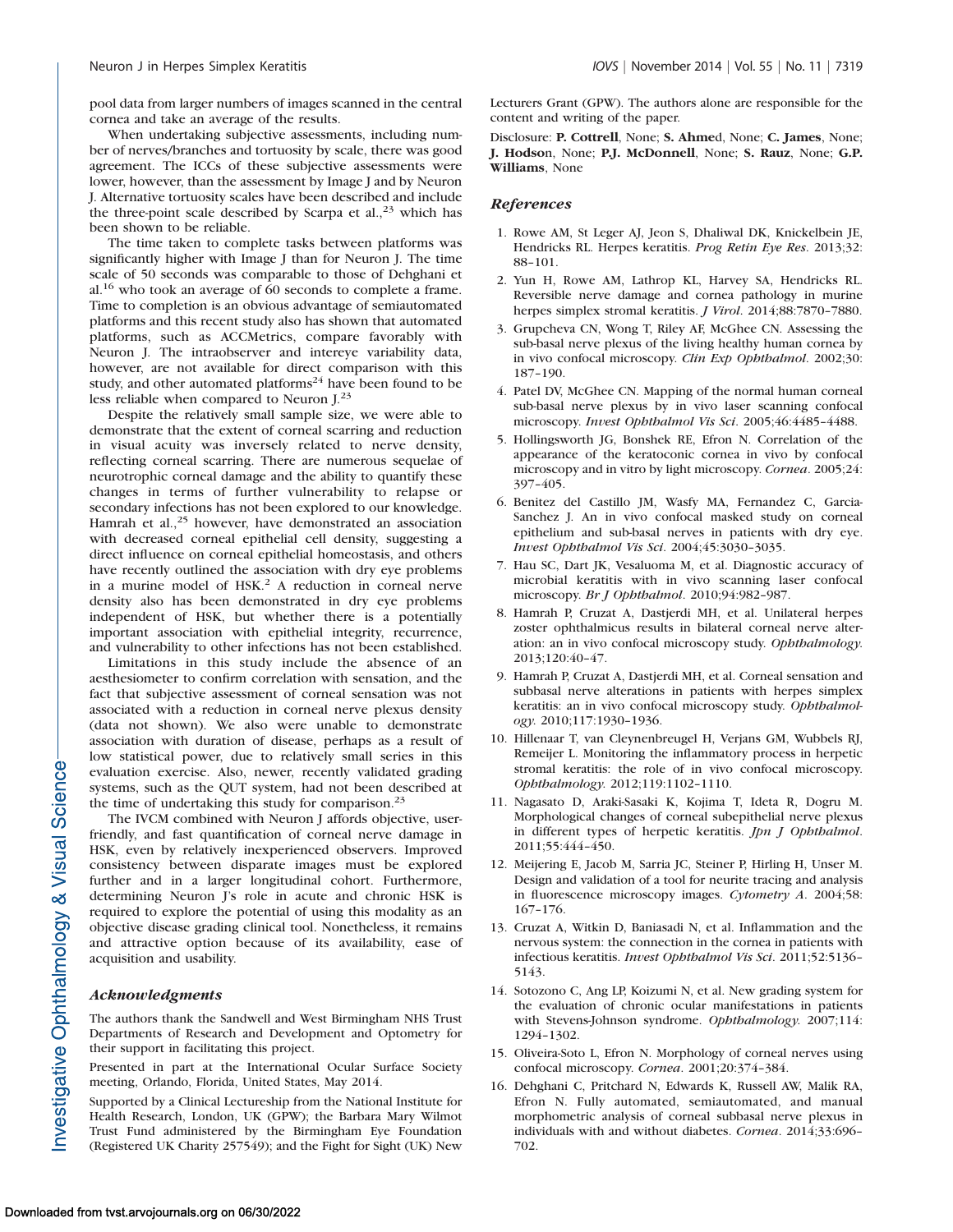pool data from larger numbers of images scanned in the central cornea and take an average of the results.

When undertaking subjective assessments, including number of nerves/branches and tortuosity by scale, there was good agreement. The ICCs of these subjective assessments were lower, however, than the assessment by Image J and by Neuron J. Alternative tortuosity scales have been described and include the three-point scale described by Scarpa et al.,[23] which has been shown to be reliable.

The time taken to complete tasks between platforms was significantly higher with Image J than for Neuron J. The time scale of 50 seconds was comparable to those of Dehghani et al.[16] who took an average of 60 seconds to complete a frame. Time to completion is an obvious advantage of semiautomated platforms and this recent study also has shown that automated platforms, such as ACCMetrics, compare favorably with Neuron J. The intraobserver and intereye variability data, however, are not available for direct comparison with this study, and other automated platforms[24] have been found to be less reliable when compared to Neuron J.[23]

Despite the relatively small sample size, we were able to demonstrate that the extent of corneal scarring and reduction in visual acuity was inversely related to nerve density, reflecting corneal scarring. There are numerous sequelae of neurotrophic corneal damage and the ability to quantify these changes in terms of further vulnerability to relapse or secondary infections has not been explored to our knowledge. Hamrah et al.,[25] however, have demonstrated an association with decreased corneal epithelial cell density, suggesting a direct influence on corneal epithelial homeostasis, and others have recently outlined the association with dry eye problems in a murine model of HSK.[2] A reduction in corneal nerve density also has been demonstrated in dry eye problems independent of HSK, but whether there is a potentially important association with epithelial integrity, recurrence, and vulnerability to other infections has not been established.

Limitations in this study include the absence of an aesthesiometer to confirm correlation with sensation, and the fact that subjective assessment of corneal sensation was not associated with a reduction in corneal nerve plexus density (data not shown). We also were unable to demonstrate association with duration of disease, perhaps as a result of low statistical power, due to relatively small series in this evaluation exercise. Also, newer, recently validated grading systems, such as the QUT system, had not been described at the time of undertaking this study for comparison.[23]

The IVCM combined with Neuron J affords objective, user-friendly, and fast quantification of corneal nerve damage in HSK, even by relatively inexperienced observers. Improved consistency between disparate images must be explored further and in a larger longitudinal cohort. Furthermore, determining Neuron J's role in acute and chronic HSK is required to explore the potential of using this modality as an objective disease grading clinical tool. Nonetheless, it remains and attractive option because of its availability, ease of acquisition and usability.

### *Acknowledgments*

The authors thank the Sandwell and West Birmingham NHS Trust Departments of Research and Development and Optometry for their support in facilitating this project.

Presented in part at the International Ocular Surface Society meeting, Orlando, Florida, United States, May 2014.

Supported by a Clinical Lectureship from the National Institute for Health Research, London, UK (GPW); the Barbara Mary Wilmot Trust Fund administered by the Birmingham Eye Foundation (Registered UK Charity 257549); and the Fight for Sight (UK) New Lecturers Grant (GPW). The authors alone are responsible for the content and writing of the paper.

Disclosure: **P. Cottrell**, None; **S. Ahmed**, None; **C. James**, None; **J. Hodson**, None; **P.J. McDonnell**, None; **S. Rauz**, None; **G.P. Williams**, None

### *References*

1. Rowe AM, St Leger AJ, Jeon S, Dhaliwal DK, Knickelbein JE, Hendricks RL. Herpes keratitis. *Prog Retin Eye Res*. 2013;32: 88–101.
2. Yun H, Rowe AM, Lathrop KL, Harvey SA, Hendricks RL. Reversible nerve damage and cornea pathology in murine herpes simplex stromal keratitis. *J Virol*. 2014;88:7870–7880.
3. Grupcheva CN, Wong T, Riley AF, McGhee CN. Assessing the sub-basal nerve plexus of the living healthy human cornea by in vivo confocal microscopy. *Clin Exp Ophthalmol*. 2002;30: 187–190.
4. Patel DV, McGhee CN. Mapping of the normal human corneal sub-basal nerve plexus by in vivo laser scanning confocal microscopy. *Invest Ophthalmol Vis Sci*. 2005;46:4485–4488.
5. Hollingsworth JG, Bonshek RE, Efron N. Correlation of the appearance of the keratoconic cornea in vivo by confocal microscopy and in vitro by light microscopy. *Cornea*. 2005;24: 397–405.
6. Benitez del Castillo JM, Wasfy MA, Fernandez C, Garcia-Sanchez J. An in vivo confocal masked study on corneal epithelium and sub-basal nerves in patients with dry eye. *Invest Ophthalmol Vis Sci*. 2004;45:3030–3035.
7. Hau SC, Dart JK, Vesaluoma M, et al. Diagnostic accuracy of microbial keratitis with in vivo scanning laser confocal microscopy. *Br J Ophthalmol*. 2010;94:982–987.
8. Hamrah P, Cruzat A, Dastjerdi MH, et al. Unilateral herpes zoster ophthalmicus results in bilateral corneal nerve alteration: an in vivo confocal microscopy study. *Ophthalmology.* 2013;120:40–47.
9. Hamrah P, Cruzat A, Dastjerdi MH, et al. Corneal sensation and subbasal nerve alterations in patients with herpes simplex keratitis: an in vivo confocal microscopy study. *Ophthalmology.* 2010;117:1930–1936.
10. Hillenaar T, van Cleynenbreugel H, Verjans GM, Wubbels RJ, Remeijer L. Monitoring the inflammatory process in herpetic stromal keratitis: the role of in vivo confocal microscopy. *Ophthalmology.* 2012;119:1102–1110.
11. Nagasato D, Araki-Sasaki K, Kojima T, Ideta R, Dogru M. Morphological changes of corneal subepithelial nerve plexus in different types of herpetic keratitis. *Jpn J Ophthalmol*. 2011;55:444–450.
12. Meijering E, Jacob M, Sarria JC, Steiner P, Hirling H, Unser M. Design and validation of a tool for neurite tracing and analysis in fluorescence microscopy images. *Cytometry A*. 2004;58: 167–176.
13. Cruzat A, Witkin D, Baniasadi N, et al. Inflammation and the nervous system: the connection in the cornea in patients with infectious keratitis. *Invest Ophthalmol Vis Sci*. 2011;52:5136–5143.
14. Sotozono C, Ang LP, Koizumi N, et al. New grading system for the evaluation of chronic ocular manifestations in patients with Stevens-Johnson syndrome. *Ophthalmology.* 2007;114: 1294–1302.
15. Oliveira-Soto L, Efron N. Morphology of corneal nerves using confocal microscopy. *Cornea*. 2001;20:374–384.
16. Dehghani C, Pritchard N, Edwards K, Russell AW, Malik RA, Efron N. Fully automated, semiautomated, and manual morphometric analysis of corneal subbasal nerve plexus in individuals with and without diabetes. *Cornea*. 2014;33:696–702.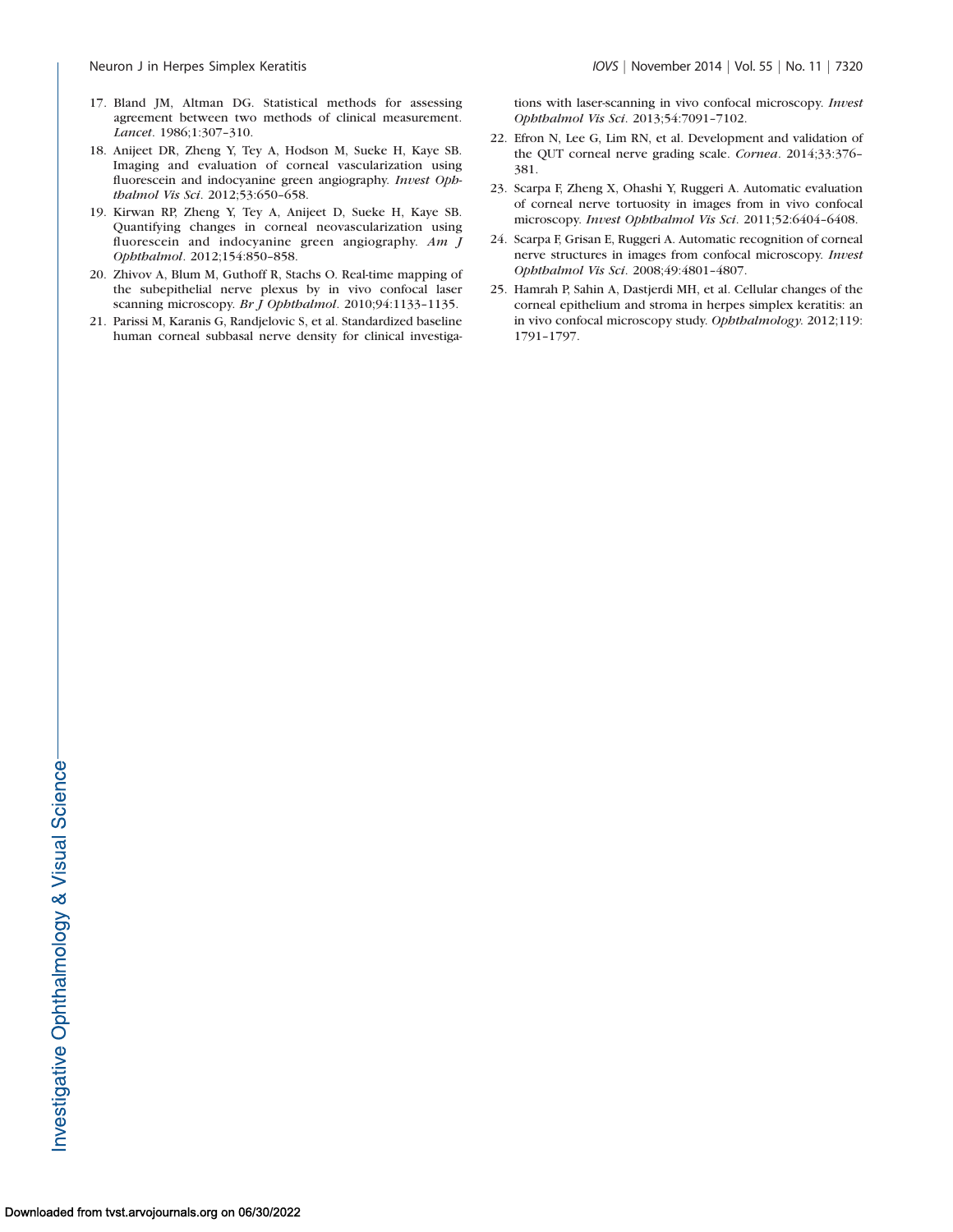17. Bland JM, Altman DG. Statistical methods for assessing agreement between two methods of clinical measurement. *Lancet*. 1986;1:307–310.
18. Anijeet DR, Zheng Y, Tey A, Hodson M, Sueke H, Kaye SB. Imaging and evaluation of corneal vascularization using fluorescein and indocyanine green angiography. *Invest Ophthalmol Vis Sci*. 2012;53:650–658.
19. Kirwan RP, Zheng Y, Tey A, Anijeet D, Sueke H, Kaye SB. Quantifying changes in corneal neovascularization using fluorescein and indocyanine green angiography. *Am J Ophthalmol*. 2012;154:850–858.
20. Zhivov A, Blum M, Guthoff R, Stachs O. Real-time mapping of the subepithelial nerve plexus by in vivo confocal laser scanning microscopy. *Br J Ophthalmol*. 2010;94:1133–1135.
21. Parissi M, Karanis G, Randjelovic S, et al. Standardized baseline human corneal subbasal nerve density for clinical investigations with laser-scanning in vivo confocal microscopy. *Invest Ophthalmol Vis Sci*. 2013;54:7091–7102.
22. Efron N, Lee G, Lim RN, et al. Development and validation of the QUT corneal nerve grading scale. *Cornea*. 2014;33:376–381.
23. Scarpa F, Zheng X, Ohashi Y, Ruggeri A. Automatic evaluation of corneal nerve tortuosity in images from in vivo confocal microscopy. *Invest Ophthalmol Vis Sci*. 2011;52:6404–6408.
24. Scarpa F, Grisan E, Ruggeri A. Automatic recognition of corneal nerve structures in images from confocal microscopy. *Invest Ophthalmol Vis Sci*. 2008;49:4801–4807.
25. Hamrah P, Sahin A, Dastjerdi MH, et al. Cellular changes of the corneal epithelium and stroma in herpes simplex keratitis: an in vivo confocal microscopy study. *Ophthalmology*. 2012;119:1791–1797.